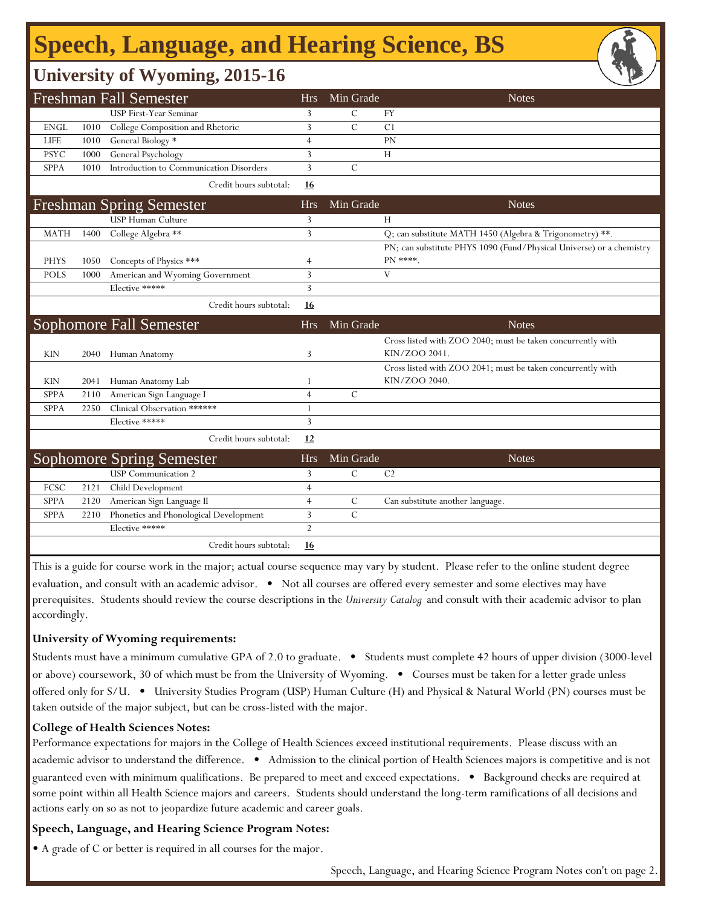# Speech, Language, and Hearing Science, BS

## University of Wyoming, 2015-16

| Freshman Fall Semester | | | Hrs | Min Grade | Notes |
|---|---|---|---|---|---|
| | | USP First-Year Seminar | 3 | C | FY |
| ENGL | 1010 | College Composition and Rhetoric | 3 | C | C1 |
| LIFE | 1010 | General Biology * | 4 | | PN |
| PSYC | 1000 | General Psychology | 3 | | H |
| SPPA | 1010 | Introduction to Communication Disorders | 3 | C | |
| | | Credit hours subtotal: | **16** | | |

| Freshman Spring Semester | | | Hrs | Min Grade | Notes |
|---|---|---|---|---|---|
| | | USP Human Culture | 3 | | H |
| MATH | 1400 | College Algebra ** | 3 | | Q; can substitute MATH 1450 (Algebra & Trigonometry) **. |
| PHYS | 1050 | Concepts of Physics *** | 4 | | PN; can substitute PHYS 1090 (Fund/Physical Universe) or a chemistry PN ****. |
| POLS | 1000 | American and Wyoming Government | 3 | | V |
| | | Elective ***** | 3 | | |
| | | Credit hours subtotal: | **16** | | |

| Sophomore Fall Semester | | | Hrs | Min Grade | Notes |
|---|---|---|---|---|---|
| KIN | 2040 | Human Anatomy | 3 | | Cross listed with ZOO 2040; must be taken concurrently with KIN/ZOO 2041. |
| KIN | 2041 | Human Anatomy Lab | 1 | | Cross listed with ZOO 2041; must be taken concurrently with KIN/ZOO 2040. |
| SPPA | 2110 | American Sign Language I | 4 | C | |
| SPPA | 2250 | Clinical Observation ****** | 1 | | |
| | | Elective ***** | 3 | | |
| | | Credit hours subtotal: | **12** | | |

| Sophomore Spring Semester | | | Hrs | Min Grade | Notes |
|---|---|---|---|---|---|
| | | USP Communication 2 | 3 | C | C2 |
| FCSC | 2121 | Child Development | 4 | | |
| SPPA | 2120 | American Sign Language II | 4 | C | Can substitute another language. |
| SPPA | 2210 | Phonetics and Phonological Development | 3 | C | |
| | | Elective ***** | 2 | | |
| | | Credit hours subtotal: | **16** | | |

This is a guide for course work in the major; actual course sequence may vary by student. Please refer to the online student degree evaluation, and consult with an academic advisor. • Not all courses are offered every semester and some electives may have prerequisites. Students should review the course descriptions in the *University Catalog* and consult with their academic advisor to plan accordingly.

**University of Wyoming requirements:**

Students must have a minimum cumulative GPA of 2.0 to graduate. • Students must complete 42 hours of upper division (3000-level or above) coursework, 30 of which must be from the University of Wyoming. • Courses must be taken for a letter grade unless offered only for S/U. • University Studies Program (USP) Human Culture (H) and Physical & Natural World (PN) courses must be taken outside of the major subject, but can be cross-listed with the major.

**College of Health Sciences Notes:**

Performance expectations for majors in the College of Health Sciences exceed institutional requirements. Please discuss with an academic advisor to understand the difference. • Admission to the clinical portion of Health Sciences majors is competitive and is not guaranteed even with minimum qualifications. Be prepared to meet and exceed expectations. • Background checks are required at some point within all Health Science majors and careers. Students should understand the long-term ramifications of all decisions and actions early on so as not to jeopardize future academic and career goals.

**Speech, Language, and Hearing Science Program Notes:**

- A grade of C or better is required in all courses for the major.

Speech, Language, and Hearing Science Program Notes con't on page 2.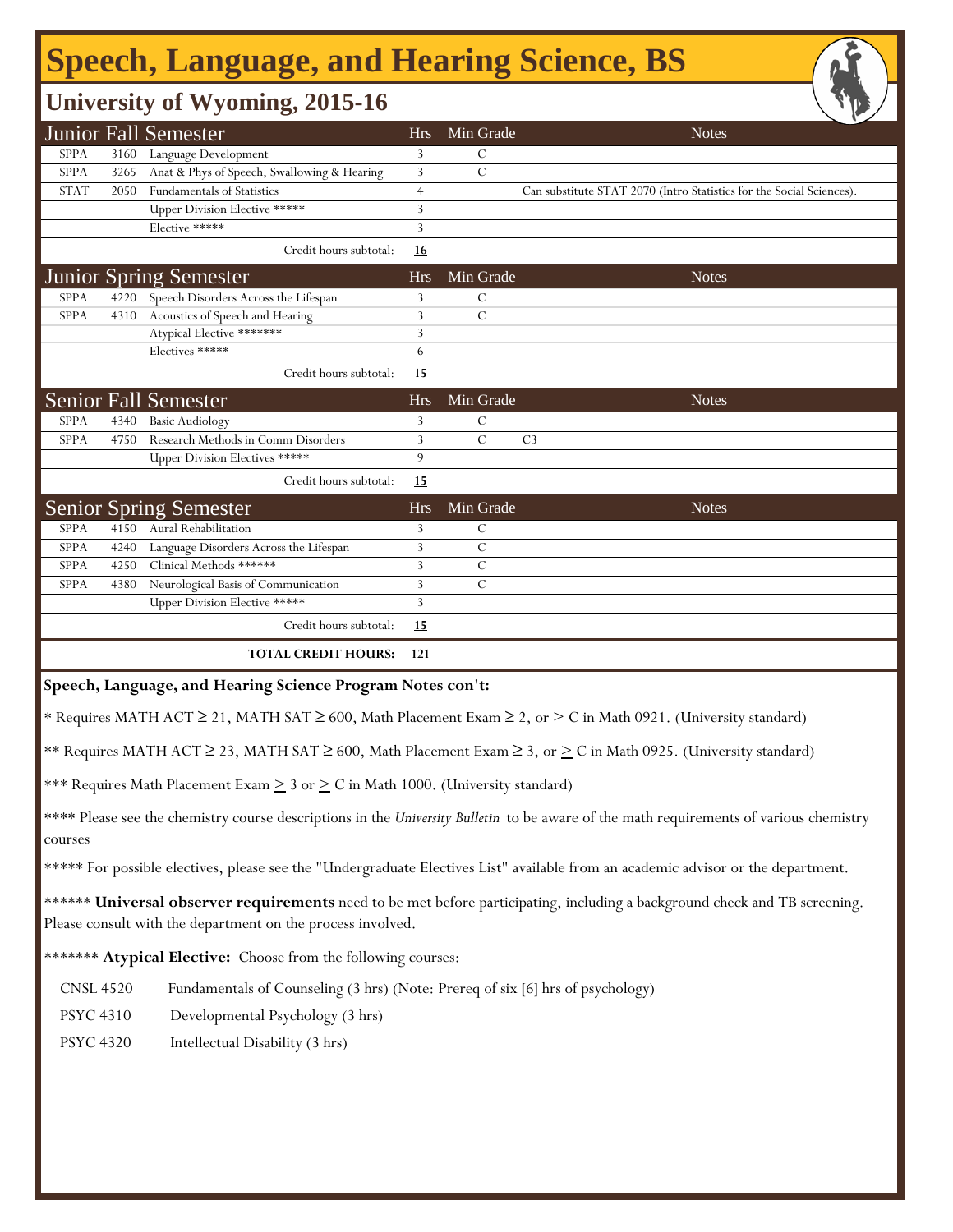# Speech, Language, and Hearing Science, BS

## University of Wyoming, 2015-16

| Junior Fall Semester | | | Hrs | Min Grade | Notes |
|---|---|---|---|---|---|
| SPPA | 3160 | Language Development | 3 | C | |
| SPPA | 3265 | Anat & Phys of Speech, Swallowing & Hearing | 3 | C | |
| STAT | 2050 | Fundamentals of Statistics | 4 | | Can substitute STAT 2070 (Intro Statistics for the Social Sciences). |
| | | Upper Division Elective ***** | 3 | | |
| | | Elective ***** | 3 | | |
| | | Credit hours subtotal: | **16** | | |

| Junior Spring Semester | | | Hrs | Min Grade | Notes |
|---|---|---|---|---|---|
| SPPA | 4220 | Speech Disorders Across the Lifespan | 3 | C | |
| SPPA | 4310 | Acoustics of Speech and Hearing | 3 | C | |
| | | Atypical Elective ******* | 3 | | |
| | | Electives ***** | 6 | | |
| | | Credit hours subtotal: | **15** | | |

| Senior Fall Semester | | | Hrs | Min Grade | Notes |
|---|---|---|---|---|---|
| SPPA | 4340 | Basic Audiology | 3 | C | |
| SPPA | 4750 | Research Methods in Comm Disorders | 3 | C | C3 |
| | | Upper Division Electives ***** | 9 | | |
| | | Credit hours subtotal: | **15** | | |

| Senior Spring Semester | | | Hrs | Min Grade | Notes |
|---|---|---|---|---|---|
| SPPA | 4150 | Aural Rehabilitation | 3 | C | |
| SPPA | 4240 | Language Disorders Across the Lifespan | 3 | C | |
| SPPA | 4250 | Clinical Methods ****** | 3 | C | |
| SPPA | 4380 | Neurological Basis of Communication | 3 | C | |
| | | Upper Division Elective ***** | 3 | | |
| | | Credit hours subtotal: | **15** | | |

**TOTAL CREDIT HOURS: 121**

**Speech, Language, and Hearing Science Program Notes con't:**

* Requires MATH ACT ≥ 21, MATH SAT ≥ 600, Math Placement Exam ≥ 2, or ≥ C in Math 0921. (University standard)

** Requires MATH ACT ≥ 23, MATH SAT ≥ 600, Math Placement Exam ≥ 3, or ≥ C in Math 0925. (University standard)

*** Requires Math Placement Exam ≥ 3 or ≥ C in Math 1000. (University standard)

**** Please see the chemistry course descriptions in the *University Bulletin* to be aware of the math requirements of various chemistry courses

***** For possible electives, please see the "Undergraduate Electives List" available from an academic advisor or the department.

****** **Universal observer requirements** need to be met before participating, including a background check and TB screening. Please consult with the department on the process involved.

******* **Atypical Elective:** Choose from the following courses:

- CNSL 4520 Fundamentals of Counseling (3 hrs) (Note: Prereq of six [6] hrs of psychology)
- PSYC 4310 Developmental Psychology (3 hrs)
- PSYC 4320 Intellectual Disability (3 hrs)